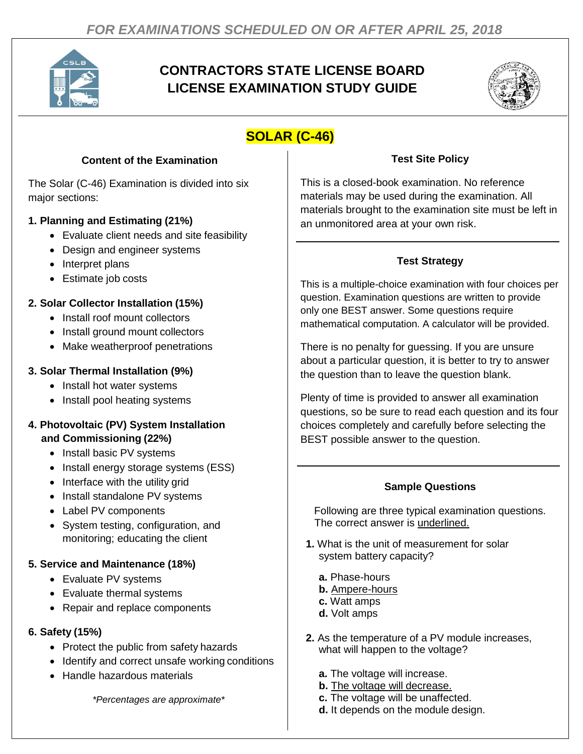*FOR EXAMINATIONS SCHEDULED ON OR AFTER APRIL 25, 2018*

# CONTRACTORS STATE LICENSE BOARD LICENSE EXAMINATION STUDY GUIDE

## SOLAR (C-46)

### Content of the Examination

The Solar (C-46) Examination is divided into six major sections:

**1. Planning and Estimating (21%)**

- Evaluate client needs and site feasibility
- Design and engineer systems
- Interpret plans
- Estimate job costs

**2. Solar Collector Installation (15%)**

- Install roof mount collectors
- Install ground mount collectors
- Make weatherproof penetrations

**3. Solar Thermal Installation (9%)**

- Install hot water systems
- Install pool heating systems

**4. Photovoltaic (PV) System Installation and Commissioning (22%)**

- Install basic PV systems
- Install energy storage systems (ESS)
- Interface with the utility grid
- Install standalone PV systems
- Label PV components
- System testing, configuration, and monitoring; educating the client

**5. Service and Maintenance (18%)**

- Evaluate PV systems
- Evaluate thermal systems
- Repair and replace components

**6. Safety (15%)**

- Protect the public from safety hazards
- Identify and correct unsafe working conditions
- Handle hazardous materials

*\*Percentages are approximate\**

### Test Site Policy

This is a closed-book examination. No reference materials may be used during the examination. All materials brought to the examination site must be left in an unmonitored area at your own risk.

### Test Strategy

This is a multiple-choice examination with four choices per question. Examination questions are written to provide only one BEST answer. Some questions require mathematical computation. A calculator will be provided.

There is no penalty for guessing. If you are unsure about a particular question, it is better to try to answer the question than to leave the question blank.

Plenty of time is provided to answer all examination questions, so be sure to read each question and its four choices completely and carefully before selecting the BEST possible answer to the question.

### Sample Questions

Following are three typical examination questions. The correct answer is <u>underlined.</u>

**1.** What is the unit of measurement for solar system battery capacity?

**a.** Phase-hours
**b.** <u>Ampere-hours</u>
**c.** Watt amps
**d.** Volt amps

**2.** As the temperature of a PV module increases, what will happen to the voltage?

**a.** The voltage will increase.
**b.** <u>The voltage will decrease.</u>
**c.** The voltage will be unaffected.
**d.** It depends on the module design.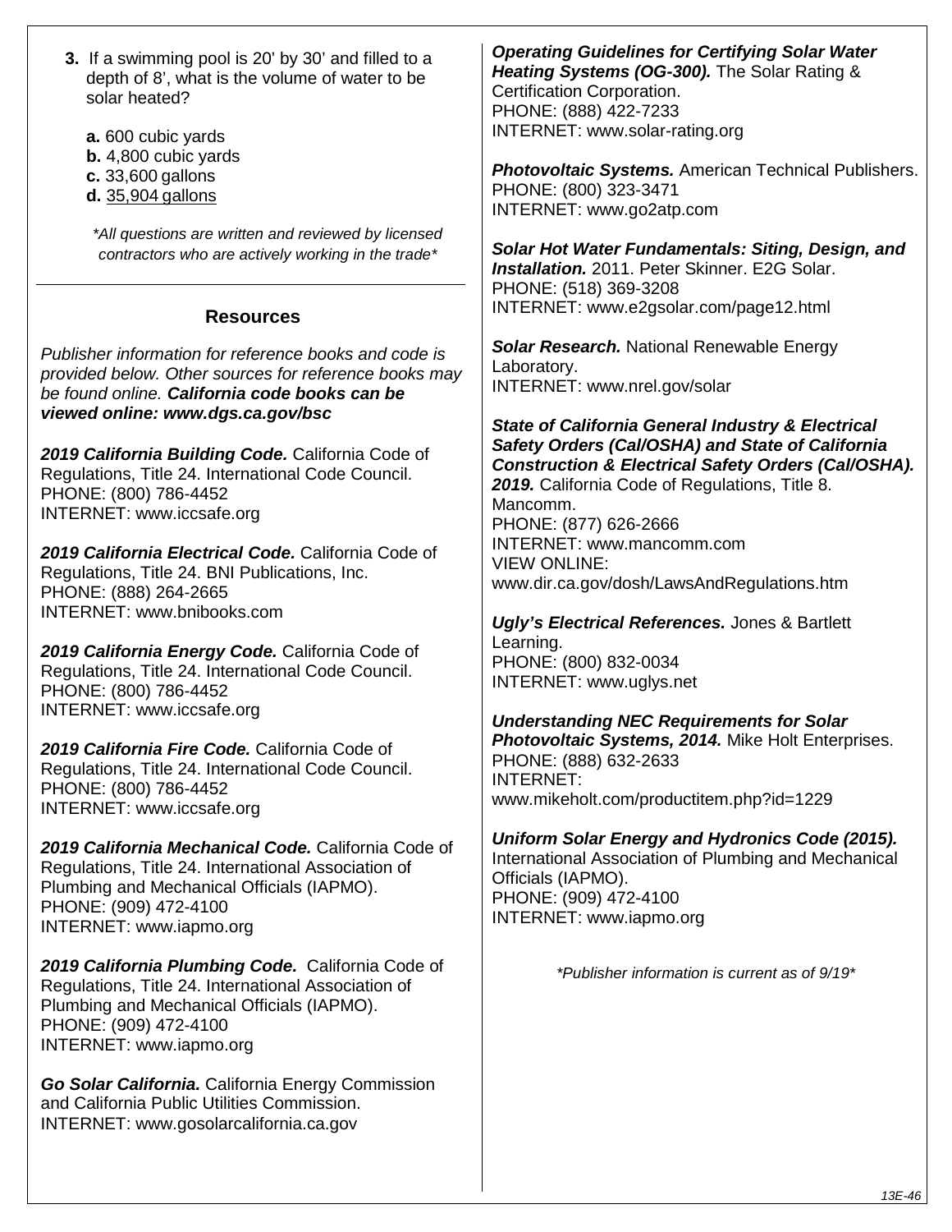**3.** If a swimming pool is 20' by 30' and filled to a depth of 8', what is the volume of water to be solar heated?

**a.** 600 cubic yards
**b.** 4,800 cubic yards
**c.** 33,600 gallons
**d.** 35,904 gallons

*\*All questions are written and reviewed by licensed contractors who are actively working in the trade\**

## Resources

*Publisher information for reference books and code is provided below. Other sources for reference books may be found online.* ***California code books can be viewed online: www.dgs.ca.gov/bsc***

***2019 California Building Code.*** California Code of Regulations, Title 24. International Code Council.
PHONE: (800) 786-4452
INTERNET: www.iccsafe.org

***2019 California Electrical Code.*** California Code of Regulations, Title 24. BNI Publications, Inc.
PHONE: (888) 264-2665
INTERNET: www.bnibooks.com

***2019 California Energy Code.*** California Code of Regulations, Title 24. International Code Council.
PHONE: (800) 786-4452
INTERNET: www.iccsafe.org

***2019 California Fire Code.*** California Code of Regulations, Title 24. International Code Council.
PHONE: (800) 786-4452
INTERNET: www.iccsafe.org

***2019 California Mechanical Code.*** California Code of Regulations, Title 24. International Association of Plumbing and Mechanical Officials (IAPMO).
PHONE: (909) 472-4100
INTERNET: www.iapmo.org

***2019 California Plumbing Code.*** California Code of Regulations, Title 24. International Association of Plumbing and Mechanical Officials (IAPMO).
PHONE: (909) 472-4100
INTERNET: www.iapmo.org

***Go Solar California.*** California Energy Commission and California Public Utilities Commission.
INTERNET: www.gosolarcalifornia.ca.gov

***Operating Guidelines for Certifying Solar Water Heating Systems (OG-300).*** The Solar Rating & Certification Corporation.
PHONE: (888) 422-7233
INTERNET: www.solar-rating.org

***Photovoltaic Systems.*** American Technical Publishers.
PHONE: (800) 323-3471
INTERNET: www.go2atp.com

***Solar Hot Water Fundamentals: Siting, Design, and Installation.*** 2011. Peter Skinner. E2G Solar.
PHONE: (518) 369-3208
INTERNET: www.e2gsolar.com/page12.html

***Solar Research.*** National Renewable Energy Laboratory.
INTERNET: www.nrel.gov/solar

***State of California General Industry & Electrical Safety Orders (Cal/OSHA) and State of California Construction & Electrical Safety Orders (Cal/OSHA). 2019.*** California Code of Regulations, Title 8. Mancomm.
PHONE: (877) 626-2666
INTERNET: www.mancomm.com
VIEW ONLINE:
www.dir.ca.gov/dosh/LawsAndRegulations.htm

***Ugly's Electrical References.*** Jones & Bartlett Learning.
PHONE: (800) 832-0034
INTERNET: www.uglys.net

***Understanding NEC Requirements for Solar Photovoltaic Systems, 2014.*** Mike Holt Enterprises.
PHONE: (888) 632-2633
INTERNET:
www.mikeholt.com/productitem.php?id=1229

***Uniform Solar Energy and Hydronics Code (2015).*** International Association of Plumbing and Mechanical Officials (IAPMO).
PHONE: (909) 472-4100
INTERNET: www.iapmo.org

*\*Publisher information is current as of 9/19\**